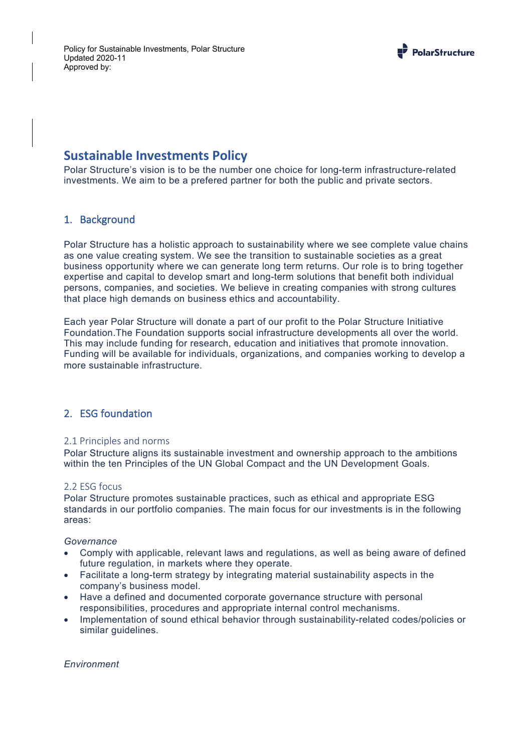Policy for Sustainable Investments, Polar Structure
Updated 2020-11
Approved by:

# Sustainable Investments Policy

Polar Structure's vision is to be the number one choice for long-term infrastructure-related investments. We aim to be a prefered partner for both the public and private sectors.

## 1. Background

Polar Structure has a holistic approach to sustainability where we see complete value chains as one value creating system. We see the transition to sustainable societies as a great business opportunity where we can generate long term returns. Our role is to bring together expertise and capital to develop smart and long-term solutions that benefit both individual persons, companies, and societies. We believe in creating companies with strong cultures that place high demands on business ethics and accountability.

Each year Polar Structure will donate a part of our profit to the Polar Structure Initiative Foundation.The Foundation supports social infrastructure developments all over the world. This may include funding for research, education and initiatives that promote innovation. Funding will be available for individuals, organizations, and companies working to develop a more sustainable infrastructure.

## 2. ESG foundation

### 2.1 Principles and norms

Polar Structure aligns its sustainable investment and ownership approach to the ambitions within the ten Principles of the UN Global Compact and the UN Development Goals.

### 2.2 ESG focus

Polar Structure promotes sustainable practices, such as ethical and appropriate ESG standards in our portfolio companies. The main focus for our investments is in the following areas:

*Governance*

- Comply with applicable, relevant laws and regulations, as well as being aware of defined future regulation, in markets where they operate.
- Facilitate a long-term strategy by integrating material sustainability aspects in the company's business model.
- Have a defined and documented corporate governance structure with personal responsibilities, procedures and appropriate internal control mechanisms.
- Implementation of sound ethical behavior through sustainability-related codes/policies or similar guidelines.

*Environment*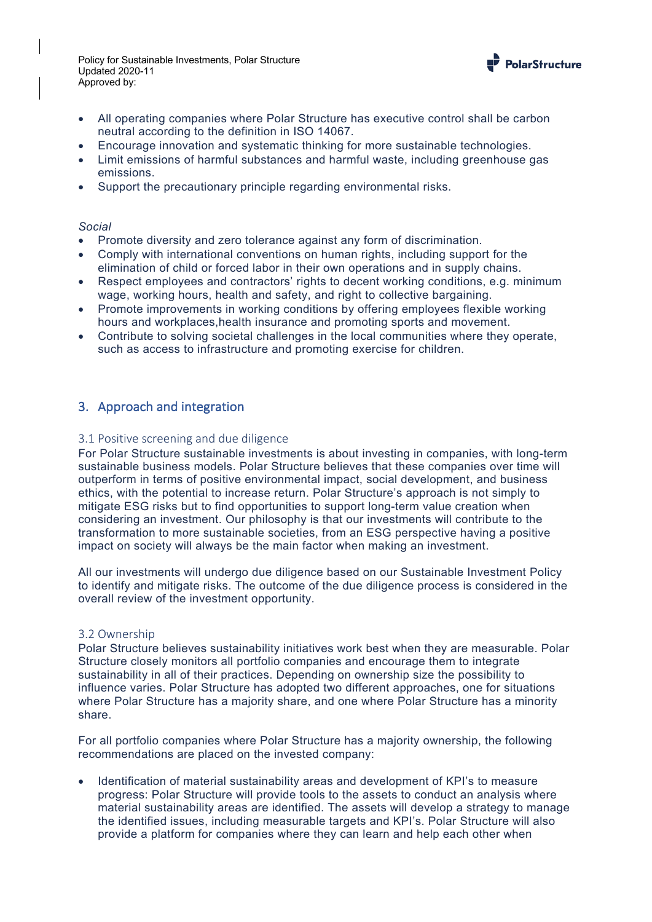- All operating companies where Polar Structure has executive control shall be carbon neutral according to the definition in ISO 14067.
- Encourage innovation and systematic thinking for more sustainable technologies.
- Limit emissions of harmful substances and harmful waste, including greenhouse gas emissions.
- Support the precautionary principle regarding environmental risks.

*Social*

- Promote diversity and zero tolerance against any form of discrimination.
- Comply with international conventions on human rights, including support for the elimination of child or forced labor in their own operations and in supply chains.
- Respect employees and contractors' rights to decent working conditions, e.g. minimum wage, working hours, health and safety, and right to collective bargaining.
- Promote improvements in working conditions by offering employees flexible working hours and workplaces,health insurance and promoting sports and movement.
- Contribute to solving societal challenges in the local communities where they operate, such as access to infrastructure and promoting exercise for children.

## 3. Approach and integration

### 3.1 Positive screening and due diligence

For Polar Structure sustainable investments is about investing in companies, with long-term sustainable business models. Polar Structure believes that these companies over time will outperform in terms of positive environmental impact, social development, and business ethics, with the potential to increase return. Polar Structure's approach is not simply to mitigate ESG risks but to find opportunities to support long-term value creation when considering an investment. Our philosophy is that our investments will contribute to the transformation to more sustainable societies, from an ESG perspective having a positive impact on society will always be the main factor when making an investment.

All our investments will undergo due diligence based on our Sustainable Investment Policy to identify and mitigate risks. The outcome of the due diligence process is considered in the overall review of the investment opportunity.

### 3.2 Ownership

Polar Structure believes sustainability initiatives work best when they are measurable. Polar Structure closely monitors all portfolio companies and encourage them to integrate sustainability in all of their practices. Depending on ownership size the possibility to influence varies. Polar Structure has adopted two different approaches, one for situations where Polar Structure has a majority share, and one where Polar Structure has a minority share.

For all portfolio companies where Polar Structure has a majority ownership, the following recommendations are placed on the invested company:

- Identification of material sustainability areas and development of KPI's to measure progress: Polar Structure will provide tools to the assets to conduct an analysis where material sustainability areas are identified. The assets will develop a strategy to manage the identified issues, including measurable targets and KPI's. Polar Structure will also provide a platform for companies where they can learn and help each other when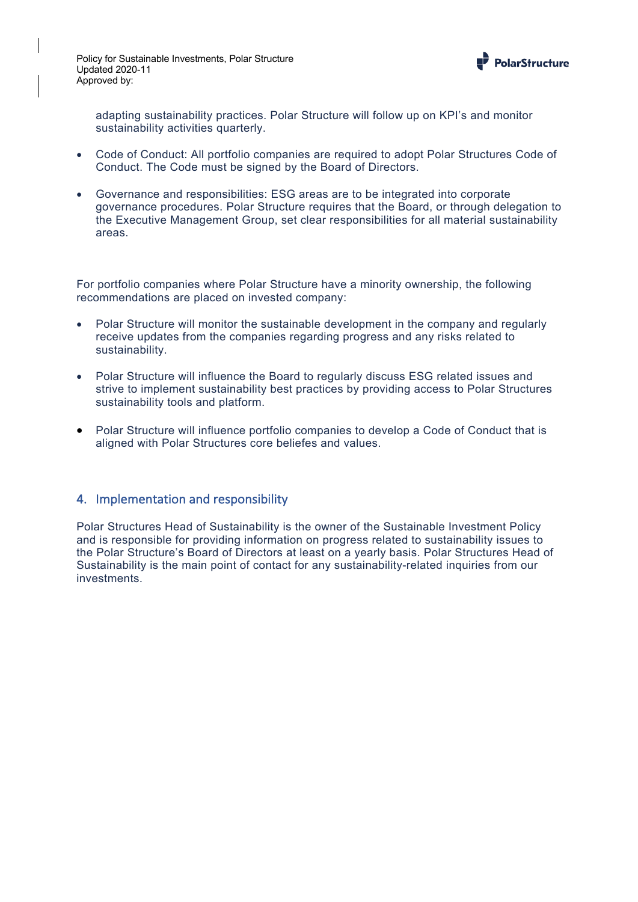adapting sustainability practices. Polar Structure will follow up on KPI's and monitor sustainability activities quarterly.

- Code of Conduct: All portfolio companies are required to adopt Polar Structures Code of Conduct. The Code must be signed by the Board of Directors.
- Governance and responsibilities: ESG areas are to be integrated into corporate governance procedures. Polar Structure requires that the Board, or through delegation to the Executive Management Group, set clear responsibilities for all material sustainability areas.

For portfolio companies where Polar Structure have a minority ownership, the following recommendations are placed on invested company:

- Polar Structure will monitor the sustainable development in the company and regularly receive updates from the companies regarding progress and any risks related to sustainability.
- Polar Structure will influence the Board to regularly discuss ESG related issues and strive to implement sustainability best practices by providing access to Polar Structures sustainability tools and platform.
- Polar Structure will influence portfolio companies to develop a Code of Conduct that is aligned with Polar Structures core beliefes and values.

## 4. Implementation and responsibility

Polar Structures Head of Sustainability is the owner of the Sustainable Investment Policy and is responsible for providing information on progress related to sustainability issues to the Polar Structure's Board of Directors at least on a yearly basis. Polar Structures Head of Sustainability is the main point of contact for any sustainability-related inquiries from our investments.